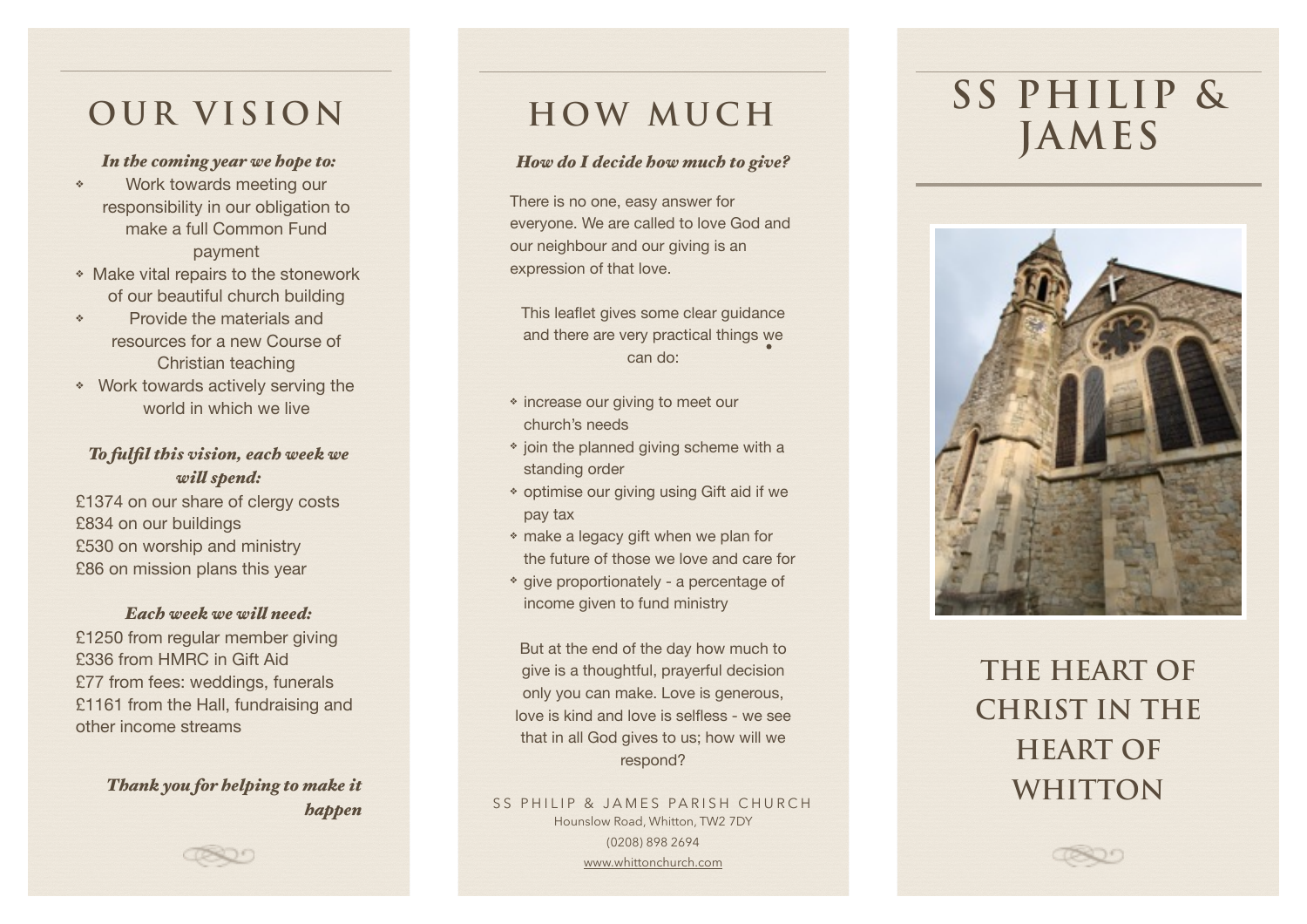## OUR VISION

***In the coming year we hope to:***

- Work towards meeting our responsibility in our obligation to make a full Common Fund payment
- Make vital repairs to the stonework of our beautiful church building
- Provide the materials and resources for a new Course of Christian teaching
- Work towards actively serving the world in which we live

***To fulfil this vision, each week we will spend:***

£1374 on our share of clergy costs
£834 on our buildings
£530 on worship and ministry
£86 on mission plans this year

***Each week we will need:***

£1250 from regular member giving
£336 from HMRC in Gift Aid
£77 from fees: weddings, funerals
£1161 from the Hall, fundraising and other income streams

***Thank you for helping to make it happen***

## HOW MUCH

***How do I decide how much to give?***

There is no one, easy answer for everyone. We are called to love God and our neighbour and our giving is an expression of that love.

This leaflet gives some clear guidance and there are very practical things we can do:

- increase our giving to meet our church's needs
- join the planned giving scheme with a standing order
- optimise our giving using Gift aid if we pay tax
- make a legacy gift when we plan for the future of those we love and care for
- give proportionately - a percentage of income given to fund ministry

But at the end of the day how much to give is a thoughtful, prayerful decision only you can make. Love is generous, love is kind and love is selfless - we see that in all God gives to us; how will we respond?

SS PHILIP & JAMES PARISH CHURCH
Hounslow Road, Whitton, TW2 7DY
(0208) 898 2694
www.whittonchurch.com

# SS PHILIP & JAMES

## THE HEART OF CHRIST IN THE HEART OF WHITTON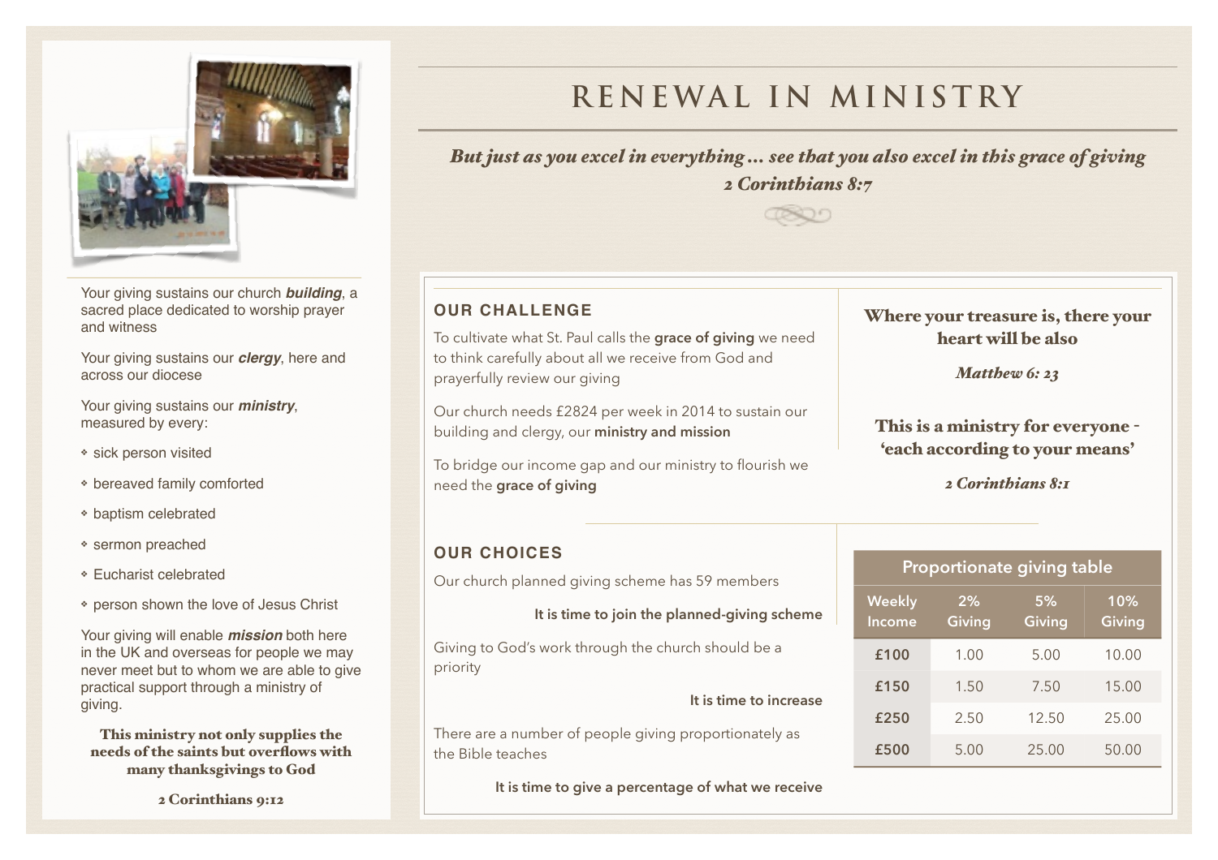Your giving sustains our church ***building***, a sacred place dedicated to worship prayer and witness

Your giving sustains our ***clergy***, here and across our diocese

Your giving sustains our ***ministry***, measured by every:

- sick person visited
- bereaved family comforted
- baptism celebrated
- sermon preached
- Eucharist celebrated
- person shown the love of Jesus Christ

Your giving will enable ***mission*** both here in the UK and overseas for people we may never meet but to whom we are able to give practical support through a ministry of giving.

**This ministry not only supplies the needs of the saints but overflows with many thanksgivings to God**

**2 Corinthians 9:12**

# RENEWAL IN MINISTRY

***But just as you excel in everything ... see that you also excel in this grace of giving***

*2 Corinthians 8:7*

## OUR CHALLENGE

To cultivate what St. Paul calls the **grace of giving** we need to think carefully about all we receive from God and prayerfully review our giving

Our church needs £2824 per week in 2014 to sustain our building and clergy, our **ministry and mission**

To bridge our income gap and our ministry to flourish we need the **grace of giving**

**Where your treasure is, there your heart will be also**

*Matthew 6: 23*

**This is a ministry for everyone - 'each according to your means'**

*2 Corinthians 8:1*

## OUR CHOICES

Our church planned giving scheme has 59 members

**It is time to join the planned-giving scheme**

Giving to God's work through the church should be a priority

**It is time to increase**

There are a number of people giving proportionately as the Bible teaches

**It is time to give a percentage of what we receive**

**Proportionate giving table**

| Weekly Income | 2% Giving | 5% Giving | 10% Giving |
|---|---|---|---|
| £100 | 1.00 | 5.00 | 10.00 |
| £150 | 1.50 | 7.50 | 15.00 |
| £250 | 2.50 | 12.50 | 25.00 |
| £500 | 5.00 | 25.00 | 50.00 |